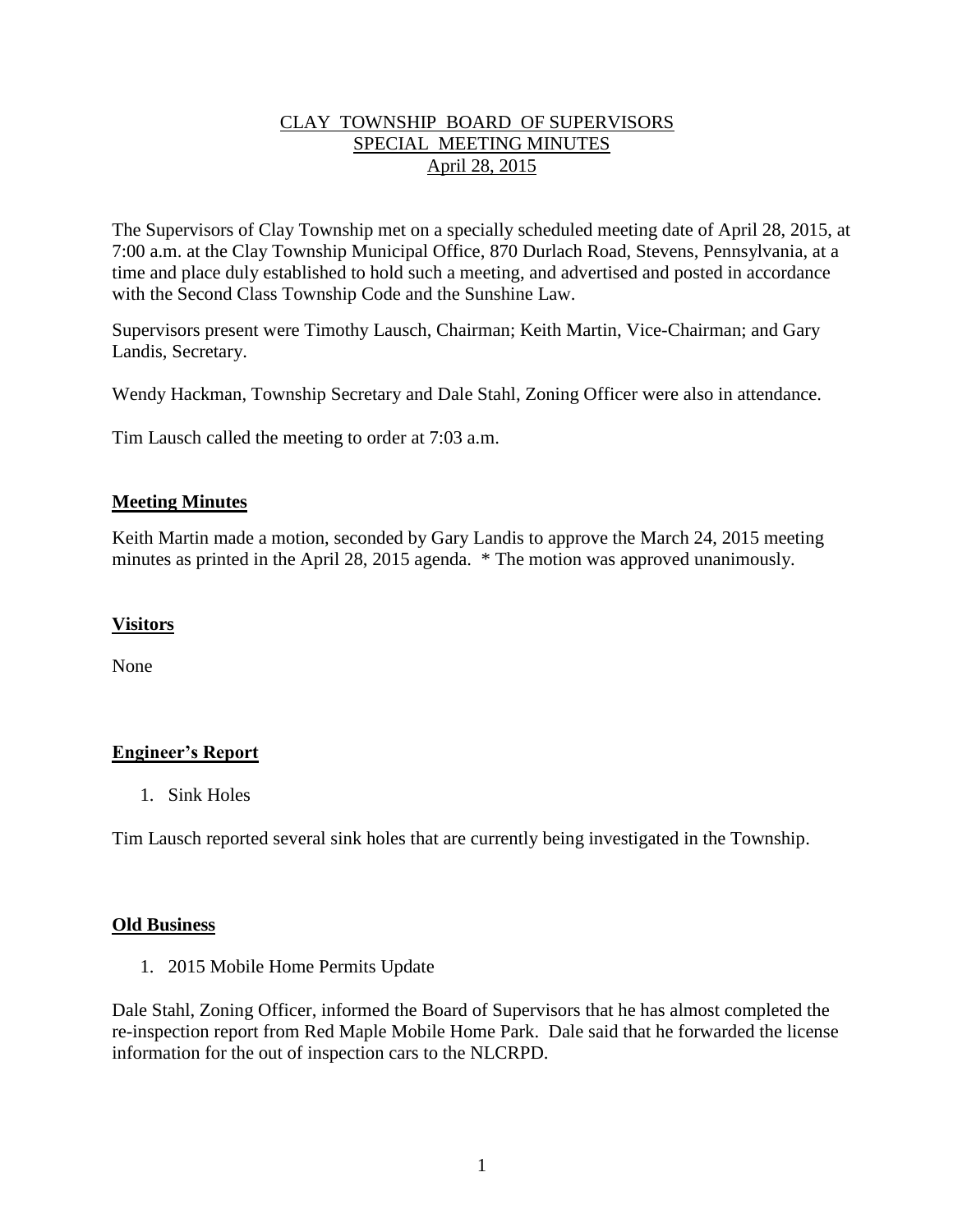# CLAY TOWNSHIP BOARD OF SUPERVISORS
## SPECIAL MEETING MINUTES
## April 28, 2015

The Supervisors of Clay Township met on a specially scheduled meeting date of April 28, 2015, at 7:00 a.m. at the Clay Township Municipal Office, 870 Durlach Road, Stevens, Pennsylvania, at a time and place duly established to hold such a meeting, and advertised and posted in accordance with the Second Class Township Code and the Sunshine Law.

Supervisors present were Timothy Lausch, Chairman; Keith Martin, Vice-Chairman; and Gary Landis, Secretary.

Wendy Hackman, Township Secretary and Dale Stahl, Zoning Officer were also in attendance.

Tim Lausch called the meeting to order at 7:03 a.m.

**Meeting Minutes**

Keith Martin made a motion, seconded by Gary Landis to approve the March 24, 2015 meeting minutes as printed in the April 28, 2015 agenda. * The motion was approved unanimously.

**Visitors**

None

**Engineer's Report**

1. Sink Holes

Tim Lausch reported several sink holes that are currently being investigated in the Township.

**Old Business**

1. 2015 Mobile Home Permits Update

Dale Stahl, Zoning Officer, informed the Board of Supervisors that he has almost completed the re-inspection report from Red Maple Mobile Home Park. Dale said that he forwarded the license information for the out of inspection cars to the NLCRPD.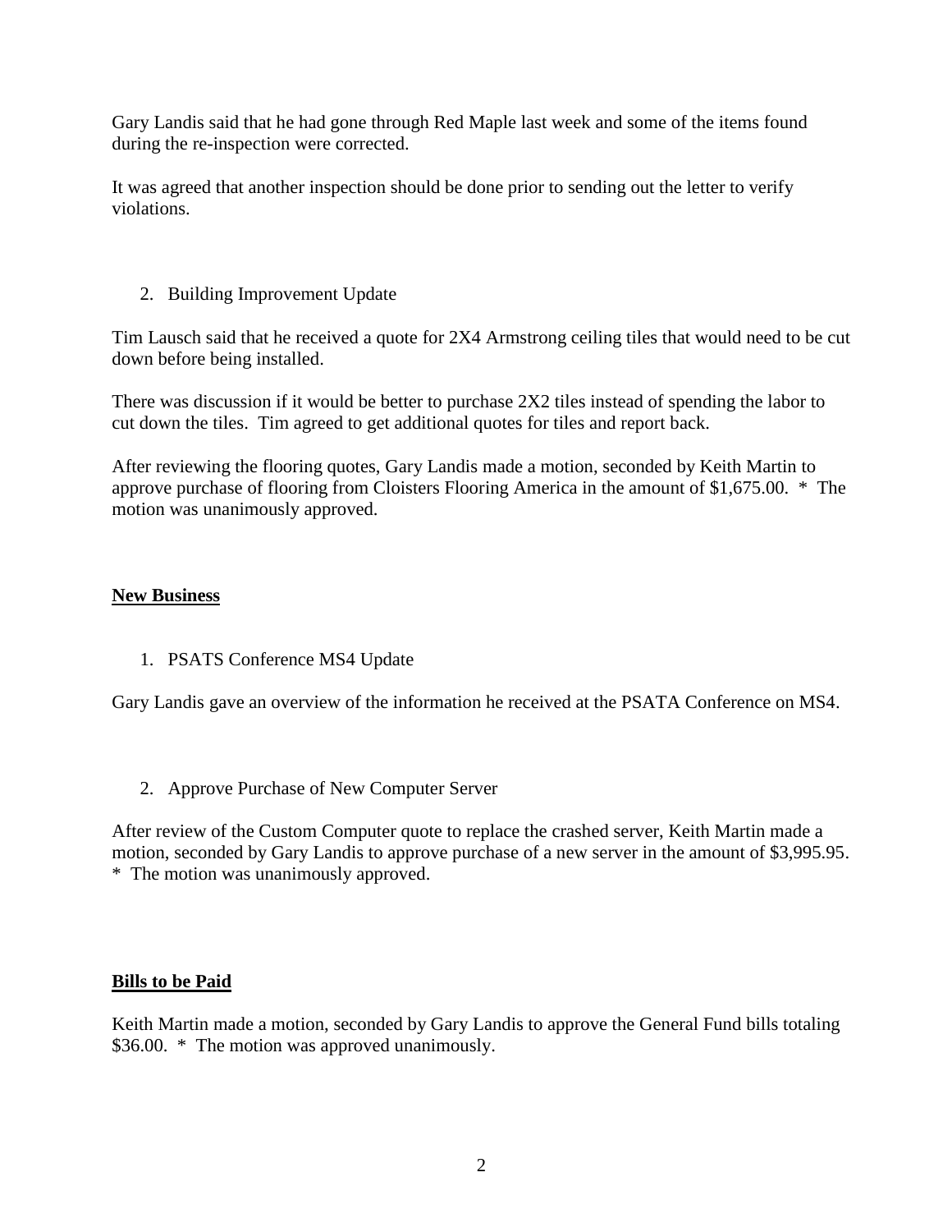Gary Landis said that he had gone through Red Maple last week and some of the items found during the re-inspection were corrected.

It was agreed that another inspection should be done prior to sending out the letter to verify violations.

2. Building Improvement Update

Tim Lausch said that he received a quote for 2X4 Armstrong ceiling tiles that would need to be cut down before being installed.

There was discussion if it would be better to purchase 2X2 tiles instead of spending the labor to cut down the tiles. Tim agreed to get additional quotes for tiles and report back.

After reviewing the flooring quotes, Gary Landis made a motion, seconded by Keith Martin to approve purchase of flooring from Cloisters Flooring America in the amount of $1,675.00. * The motion was unanimously approved.

**New Business**

1. PSATS Conference MS4 Update

Gary Landis gave an overview of the information he received at the PSATA Conference on MS4.

2. Approve Purchase of New Computer Server

After review of the Custom Computer quote to replace the crashed server, Keith Martin made a motion, seconded by Gary Landis to approve purchase of a new server in the amount of $3,995.95. * The motion was unanimously approved.

**Bills to be Paid**

Keith Martin made a motion, seconded by Gary Landis to approve the General Fund bills totaling $36.00. * The motion was approved unanimously.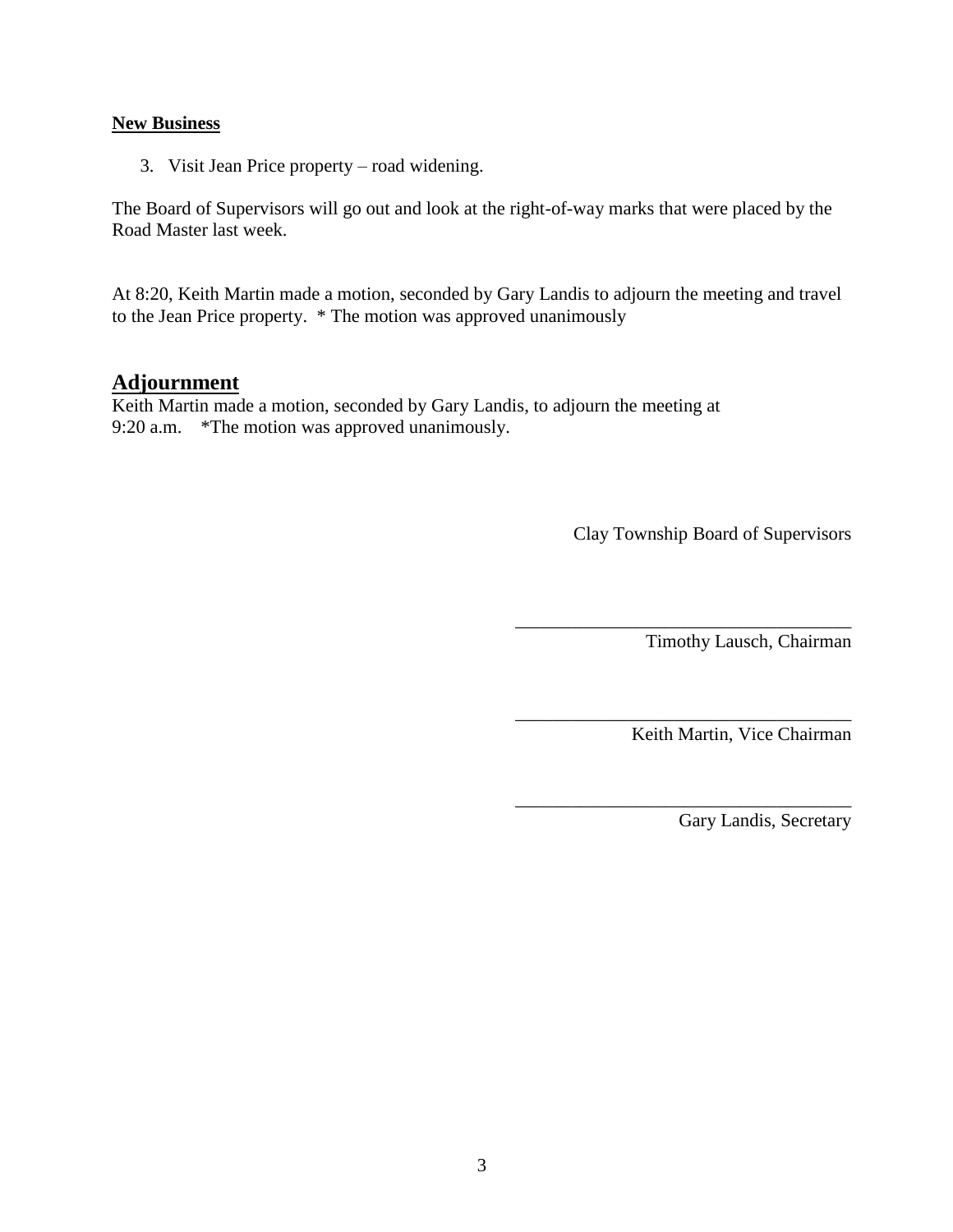**New Business**

3. Visit Jean Price property – road widening.

The Board of Supervisors will go out and look at the right-of-way marks that were placed by the Road Master last week.

At 8:20, Keith Martin made a motion, seconded by Gary Landis to adjourn the meeting and travel to the Jean Price property. * The motion was approved unanimously

## Adjournment

Keith Martin made a motion, seconded by Gary Landis, to adjourn the meeting at 9:20 a.m. *The motion was approved unanimously.

Clay Township Board of Supervisors

_____________________________________
Timothy Lausch, Chairman

_____________________________________
Keith Martin, Vice Chairman

_____________________________________
Gary Landis, Secretary